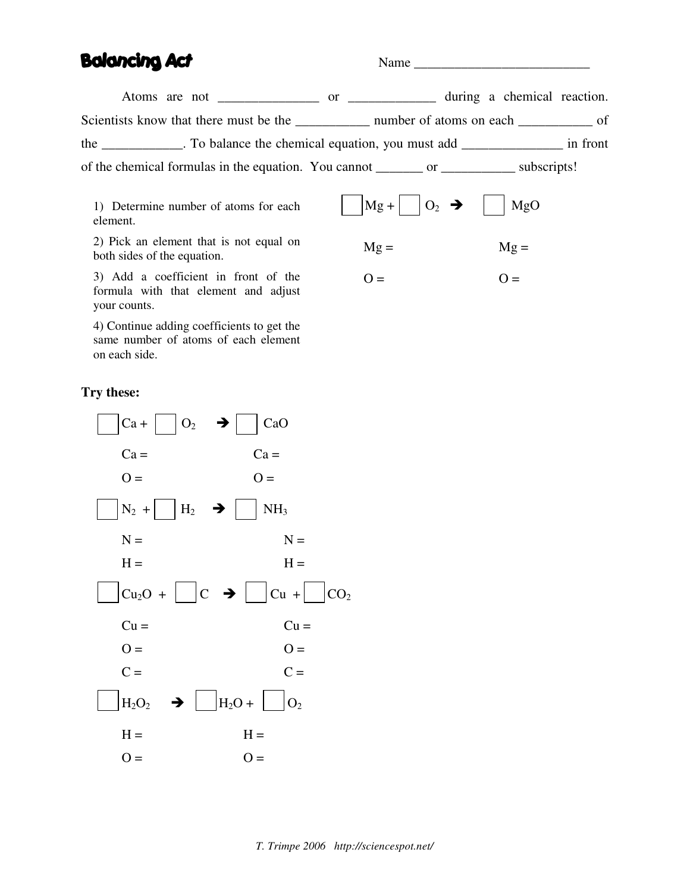# Balancing Act

Name ___________________________

Atoms are not _______________ or _____________ during a chemical reaction. Scientists know that there must be the ___________ number of atoms on each ___________ of the ____________. To balance the chemical equation, you must add _______________ in front of the chemical formulas in the equation. You cannot _______ or ___________ subscripts!

1) Determine number of atoms for each element.

2) Pick an element that is not equal on both sides of the equation.

3) Add a coefficient in front of the formula with that element and adjust your counts.

4) Continue adding coefficients to get the same number of atoms of each element on each side.

☐ $Mg$ + ☐ $O_2$ → ☐ $MgO$

Mg = Mg =

O = O =

**Try these:**

☐ $Ca$ + ☐ $O_2$ → ☐ $CaO$

Ca = Ca =

O = O =

☐ $N_2$ + ☐ $H_2$ → ☐ $NH_3$

N = N =

H = H =

☐ $Cu_2O$ + ☐ $C$ → ☐ $Cu$ + ☐ $CO_2$

Cu = Cu =

O = O =

C = C =

☐ $H_2O_2$ → ☐ $H_2O$ + ☐ $O_2$

H = H =

O = O =

*T. Trimpe 2006 http://sciencespot.net/*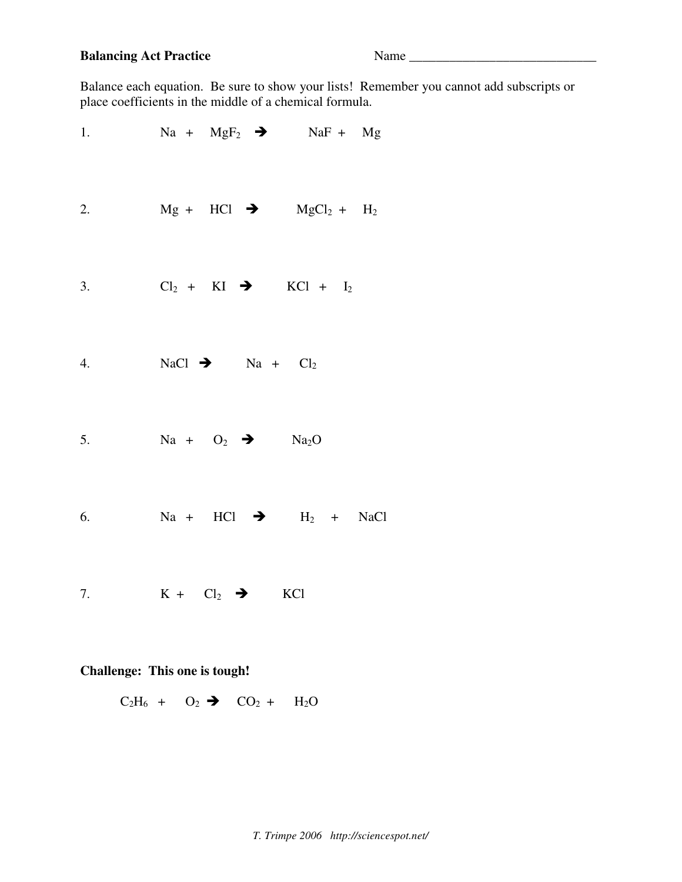**Balancing Act Practice** Name ______________________________

Balance each equation. Be sure to show your lists! Remember you cannot add subscripts or place coefficients in the middle of a chemical formula.

1. $Na + MgF_2 \rightarrow NaF + Mg$

2. $Mg + HCl \rightarrow MgCl_2 + H_2$

3. $Cl_2 + KI \rightarrow KCl + I_2$

4. $NaCl \rightarrow Na + Cl_2$

5. $Na + O_2 \rightarrow Na_2O$

6. $Na + HCl \rightarrow H_2 + NaCl$

7. $K + Cl_2 \rightarrow KCl$

**Challenge: This one is tough!**

$C_2H_6 + O_2 \rightarrow CO_2 + H_2O$

*T. Trimpe 2006 http://sciencespot.net/*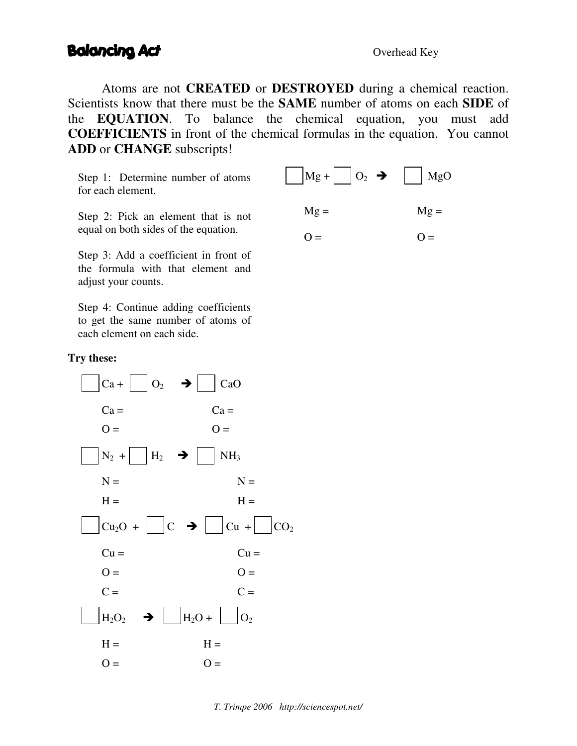# Balancing Act

Overhead Key

Atoms are not **CREATED** or **DESTROYED** during a chemical reaction. Scientists know that there must be the **SAME** number of atoms on each **SIDE** of the **EQUATION**. To balance the chemical equation, you must add **COEFFICIENTS** in front of the chemical formulas in the equation. You cannot **ADD** or **CHANGE** subscripts!

Step 1: Determine number of atoms for each element.

Step 2: Pick an element that is not equal on both sides of the equation.

Step 3: Add a coefficient in front of the formula with that element and adjust your counts.

Step 4: Continue adding coefficients to get the same number of atoms of each element on each side.

☐ $Mg$ + ☐ $O_2$ → ☐ $MgO$

Mg = Mg =

O = O =

**Try these:**

☐ $Ca$ + ☐ $O_2$ → ☐ $CaO$

Ca = Ca =

O = O =

☐ $N_2$ + ☐ $H_2$ → ☐ $NH_3$

N = N =

H = H =

☐ $Cu_2O$ + ☐ $C$ → ☐ $Cu$ + ☐ $CO_2$

Cu = Cu =

O = O =

C = C =

☐ $H_2O_2$ → ☐ $H_2O$ + ☐ $O_2$

H = H =

O = O =

*T. Trimpe 2006 http://sciencespot.net/*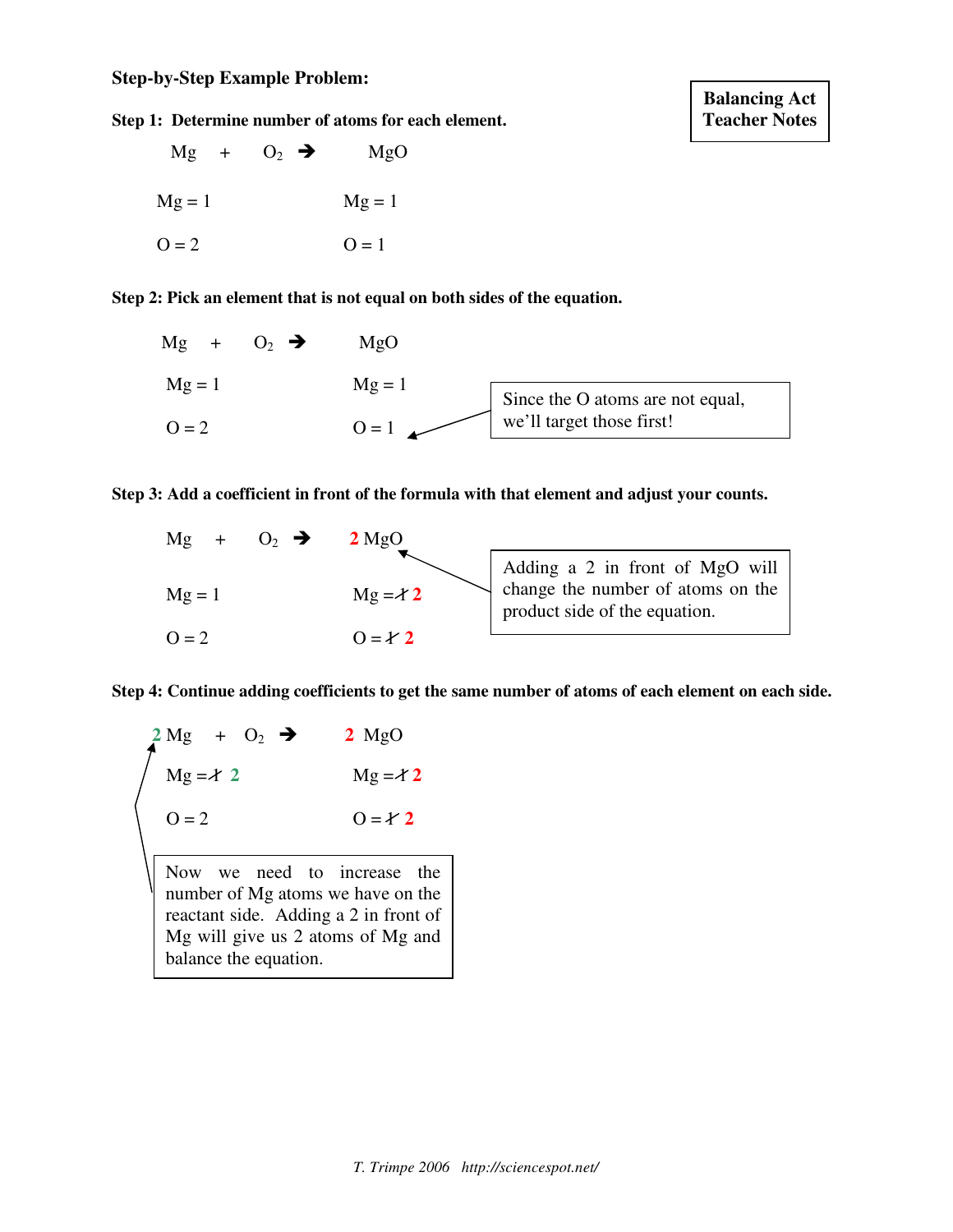**Balancing Act Teacher Notes**

### Step-by-Step Example Problem:

**Step 1: Determine number of atoms for each element.**

$Mg + O_2 \rightarrow MgO$

Mg = 1 &nbsp;&nbsp;&nbsp;&nbsp;&nbsp;&nbsp;&nbsp;&nbsp; Mg = 1

O = 2 &nbsp;&nbsp;&nbsp;&nbsp;&nbsp;&nbsp;&nbsp;&nbsp; O = 1

**Step 2: Pick an element that is not equal on both sides of the equation.**

$Mg + O_2 \rightarrow MgO$

Mg = 1 &nbsp;&nbsp;&nbsp;&nbsp;&nbsp;&nbsp;&nbsp;&nbsp; Mg = 1

O = 2 &nbsp;&nbsp;&nbsp;&nbsp;&nbsp;&nbsp;&nbsp;&nbsp; O = 1

Since the O atoms are not equal, we'll target those first!

**Step 3: Add a coefficient in front of the formula with that element and adjust your counts.**

$Mg + O_2 \rightarrow 2\ MgO$

Mg = 1 &nbsp;&nbsp;&nbsp;&nbsp;&nbsp;&nbsp;&nbsp;&nbsp; Mg = ~~1~~ 2

O = 2 &nbsp;&nbsp;&nbsp;&nbsp;&nbsp;&nbsp;&nbsp;&nbsp; O = ~~1~~ 2

Adding a 2 in front of MgO will change the number of atoms on the product side of the equation.

**Step 4: Continue adding coefficients to get the same number of atoms of each element on each side.**

$2\ Mg + O_2 \rightarrow 2\ MgO$

Mg = ~~1~~ 2 &nbsp;&nbsp;&nbsp;&nbsp;&nbsp;&nbsp;&nbsp;&nbsp; Mg = ~~1~~ 2

O = 2 &nbsp;&nbsp;&nbsp;&nbsp;&nbsp;&nbsp;&nbsp;&nbsp; O = ~~1~~ 2

Now we need to increase the number of Mg atoms we have on the reactant side. Adding a 2 in front of Mg will give us 2 atoms of Mg and balance the equation.

*T. Trimpe 2006 http://sciencespot.net/*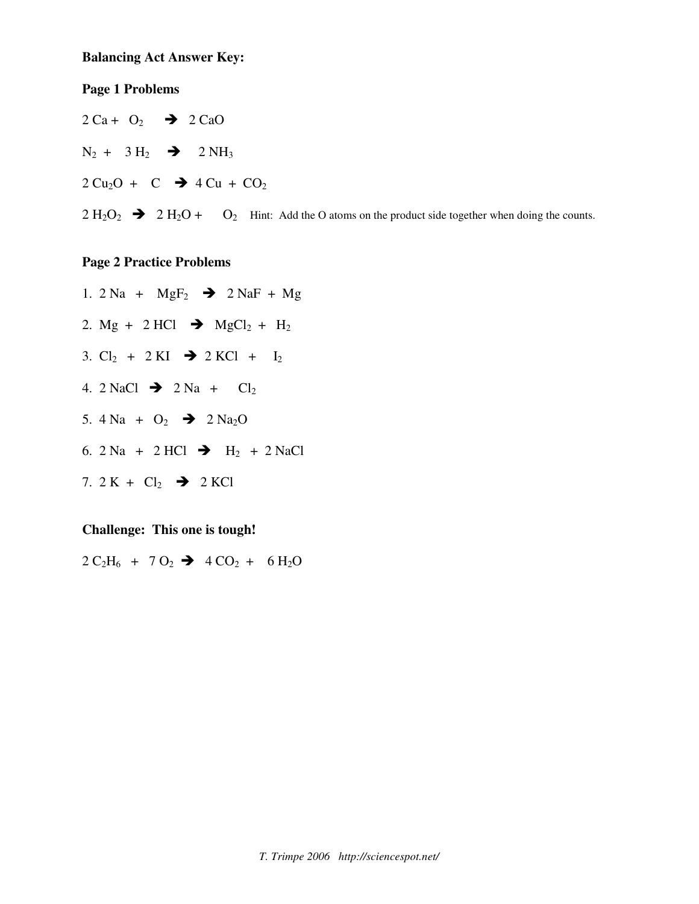**Balancing Act Answer Key:**

**Page 1 Problems**

$2\ Ca + O_2 \rightarrow 2\ CaO$

$N_2 + 3\ H_2 \rightarrow 2\ NH_3$

$2\ Cu_2O + C \rightarrow 4\ Cu + CO_2$

$2\ H_2O_2 \rightarrow 2\ H_2O + O_2$ Hint: Add the O atoms on the product side together when doing the counts.

**Page 2 Practice Problems**

1. $2\ Na + MgF_2 \rightarrow 2\ NaF + Mg$
2. $Mg + 2\ HCl \rightarrow MgCl_2 + H_2$
3. $Cl_2 + 2\ KI \rightarrow 2\ KCl + I_2$
4. $2\ NaCl \rightarrow 2\ Na + Cl_2$
5. $4\ Na + O_2 \rightarrow 2\ Na_2O$
6. $2\ Na + 2\ HCl \rightarrow H_2 + 2\ NaCl$
7. $2\ K + Cl_2 \rightarrow 2\ KCl$

**Challenge: This one is tough!**

$2\ C_2H_6 + 7\ O_2 \rightarrow 4\ CO_2 + 6\ H_2O$

*T. Trimpe 2006 http://sciencespot.net/*